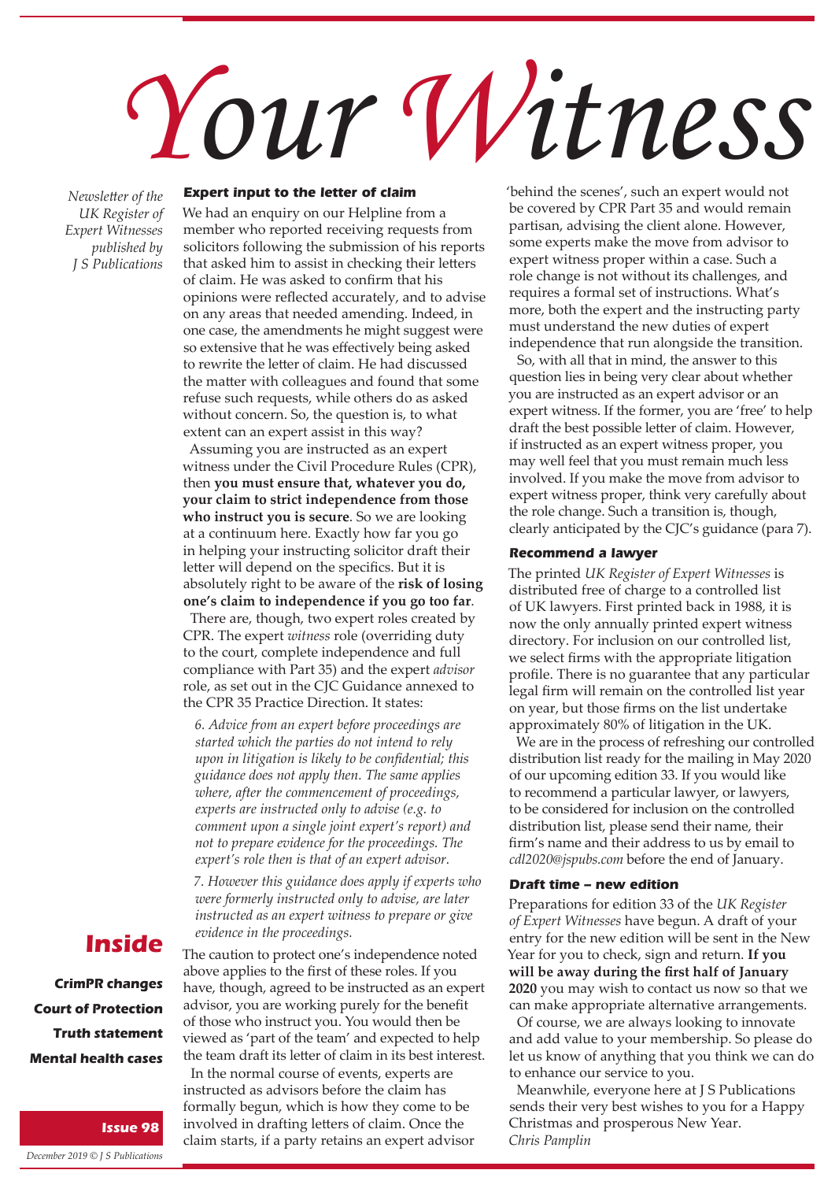# Your Witness

*Newsletter of the UK Register of Expert Witnesses published by J S Publications*

## Expert input to the letter of claim

We had an enquiry on our Helpline from a member who reported receiving requests from solicitors following the submission of his reports that asked him to assist in checking their letters of claim. He was asked to confirm that his opinions were reflected accurately, and to advise on any areas that needed amending. Indeed, in one case, the amendments he might suggest were so extensive that he was effectively being asked to rewrite the letter of claim. He had discussed the matter with colleagues and found that some refuse such requests, while others do as asked without concern. So, the question is, to what extent can an expert assist in this way?

Assuming you are instructed as an expert witness under the Civil Procedure Rules (CPR), then **you must ensure that, whatever you do, your claim to strict independence from those who instruct you is secure**. So we are looking at a continuum here. Exactly how far you go in helping your instructing solicitor draft their letter will depend on the specifics. But it is absolutely right to be aware of the **risk of losing one's claim to independence if you go too far**.

There are, though, two expert roles created by CPR. The expert *witness* role (overriding duty to the court, complete independence and full compliance with Part 35) and the expert *advisor* role, as set out in the CJC Guidance annexed to the CPR 35 Practice Direction. It states:

> *6. Advice from an expert before proceedings are started which the parties do not intend to rely upon in litigation is likely to be confidential; this guidance does not apply then. The same applies where, after the commencement of proceedings, experts are instructed only to advise (e.g. to comment upon a single joint expert's report) and not to prepare evidence for the proceedings. The expert's role then is that of an expert advisor.*
>
> *7. However this guidance does apply if experts who were formerly instructed only to advise, are later instructed as an expert witness to prepare or give evidence in the proceedings.*

The caution to protect one's independence noted above applies to the first of these roles. If you have, though, agreed to be instructed as an expert advisor, you are working purely for the benefit of those who instruct you. You would then be viewed as 'part of the team' and expected to help the team draft its letter of claim in its best interest.

In the normal course of events, experts are instructed as advisors before the claim has formally begun, which is how they come to be involved in drafting letters of claim. Once the claim starts, if a party retains an expert advisor 'behind the scenes', such an expert would not be covered by CPR Part 35 and would remain partisan, advising the client alone. However, some experts make the move from advisor to expert witness proper within a case. Such a role change is not without its challenges, and requires a formal set of instructions. What's more, both the expert and the instructing party must understand the new duties of expert independence that run alongside the transition.

So, with all that in mind, the answer to this question lies in being very clear about whether you are instructed as an expert advisor or an expert witness. If the former, you are 'free' to help draft the best possible letter of claim. However, if instructed as an expert witness proper, you may well feel that you must remain much less involved. If you make the move from advisor to expert witness proper, think very carefully about the role change. Such a transition is, though, clearly anticipated by the CJC's guidance (para 7).

## Recommend a lawyer

The printed *UK Register of Expert Witnesses* is distributed free of charge to a controlled list of UK lawyers. First printed back in 1988, it is now the only annually printed expert witness directory. For inclusion on our controlled list, we select firms with the appropriate litigation profile. There is no guarantee that any particular legal firm will remain on the controlled list year on year, but those firms on the list undertake approximately 80% of litigation in the UK.

We are in the process of refreshing our controlled distribution list ready for the mailing in May 2020 of our upcoming edition 33. If you would like to recommend a particular lawyer, or lawyers, to be considered for inclusion on the controlled distribution list, please send their name, their firm's name and their address to us by email to *cdl2020@jspubs.com* before the end of January.

## Draft time – new edition

Preparations for edition 33 of the *UK Register of Expert Witnesses* have begun. A draft of your entry for the new edition will be sent in the New Year for you to check, sign and return. **If you will be away during the first half of January 2020** you may wish to contact us now so that we can make appropriate alternative arrangements.

Of course, we are always looking to innovate and add value to your membership. So please do let us know of anything that you think we can do to enhance our service to you.

Meanwhile, everyone here at J S Publications sends their very best wishes to you for a Happy Christmas and prosperous New Year.

*Chris Pamplin*

## Inside

**CrimPR changes**
**Court of Protection**
**Truth statement**
**Mental health cases**

**Issue 98**

*December 2019 © J S Publications*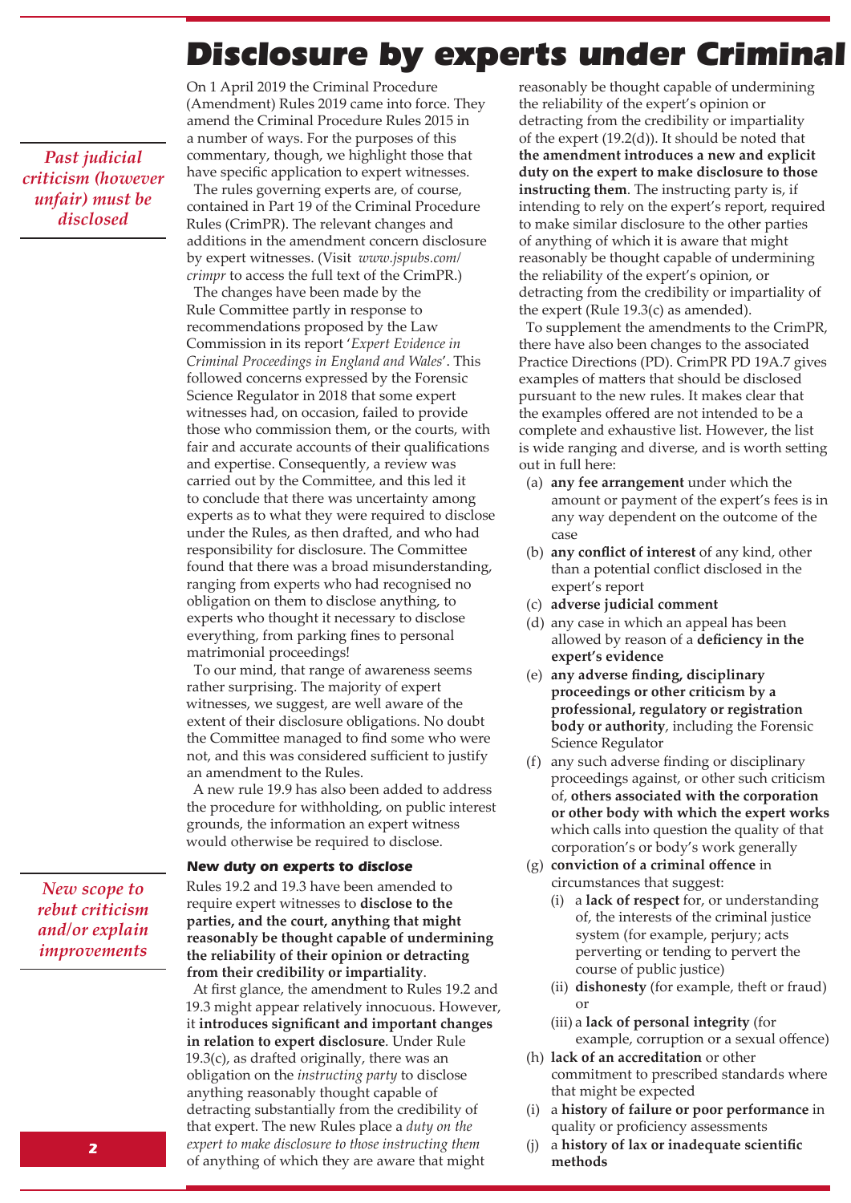# Disclosure by experts under Criminal

*Past judicial criticism (however unfair) must be disclosed*

On 1 April 2019 the Criminal Procedure (Amendment) Rules 2019 came into force. They amend the Criminal Procedure Rules 2015 in a number of ways. For the purposes of this commentary, though, we highlight those that have specific application to expert witnesses.

The rules governing experts are, of course, contained in Part 19 of the Criminal Procedure Rules (CrimPR). The relevant changes and additions in the amendment concern disclosure by expert witnesses. (Visit *www.jspubs.com/crimpr* to access the full text of the CrimPR.)

The changes have been made by the Rule Committee partly in response to recommendations proposed by the Law Commission in its report '*Expert Evidence in Criminal Proceedings in England and Wales*'. This followed concerns expressed by the Forensic Science Regulator in 2018 that some expert witnesses had, on occasion, failed to provide those who commission them, or the courts, with fair and accurate accounts of their qualifications and expertise. Consequently, a review was carried out by the Committee, and this led it to conclude that there was uncertainty among experts as to what they were required to disclose under the Rules, as then drafted, and who had responsibility for disclosure. The Committee found that there was a broad misunderstanding, ranging from experts who had recognised no obligation on them to disclose anything, to experts who thought it necessary to disclose everything, from parking fines to personal matrimonial proceedings!

To our mind, that range of awareness seems rather surprising. The majority of expert witnesses, we suggest, are well aware of the extent of their disclosure obligations. No doubt the Committee managed to find some who were not, and this was considered sufficient to justify an amendment to the Rules.

A new rule 19.9 has also been added to address the procedure for withholding, on public interest grounds, the information an expert witness would otherwise be required to disclose.

*New scope to rebut criticism and/or explain improvements*

### New duty on experts to disclose

Rules 19.2 and 19.3 have been amended to require expert witnesses to **disclose to the parties, and the court, anything that might reasonably be thought capable of undermining the reliability of their opinion or detracting from their credibility or impartiality**.

At first glance, the amendment to Rules 19.2 and 19.3 might appear relatively innocuous. However, it **introduces significant and important changes in relation to expert disclosure**. Under Rule 19.3(c), as drafted originally, there was an obligation on the *instructing party* to disclose anything reasonably thought capable of detracting substantially from the credibility of that expert. The new Rules place a *duty on the expert to make disclosure to those instructing them* of anything of which they are aware that might reasonably be thought capable of undermining the reliability of the expert's opinion or detracting from the credibility or impartiality of the expert (19.2(d)). It should be noted that **the amendment introduces a new and explicit duty on the expert to make disclosure to those instructing them**. The instructing party is, if intending to rely on the expert's report, required to make similar disclosure to the other parties of anything of which it is aware that might reasonably be thought capable of undermining the reliability of the expert's opinion, or detracting from the credibility or impartiality of the expert (Rule 19.3(c) as amended).

To supplement the amendments to the CrimPR, there have also been changes to the associated Practice Directions (PD). CrimPR PD 19A.7 gives examples of matters that should be disclosed pursuant to the new rules. It makes clear that the examples offered are not intended to be a complete and exhaustive list. However, the list is wide ranging and diverse, and is worth setting out in full here:

(a) **any fee arrangement** under which the amount or payment of the expert's fees is in any way dependent on the outcome of the case
(b) **any conflict of interest** of any kind, other than a potential conflict disclosed in the expert's report
(c) **adverse judicial comment**
(d) any case in which an appeal has been allowed by reason of a **deficiency in the expert's evidence**
(e) **any adverse finding, disciplinary proceedings or other criticism by a professional, regulatory or registration body or authority**, including the Forensic Science Regulator
(f) any such adverse finding or disciplinary proceedings against, or other such criticism of, **others associated with the corporation or other body with which the expert works** which calls into question the quality of that corporation's or body's work generally
(g) **conviction of a criminal offence** in circumstances that suggest:
  (i) a **lack of respect** for, or understanding of, the interests of the criminal justice system (for example, perjury; acts perverting or tending to pervert the course of public justice)
  (ii) **dishonesty** (for example, theft or fraud) or
  (iii) a **lack of personal integrity** (for example, corruption or a sexual offence)
(h) **lack of an accreditation** or other commitment to prescribed standards where that might be expected
(i) a **history of failure or poor performance** in quality or proficiency assessments
(j) a **history of lax or inadequate scientific methods**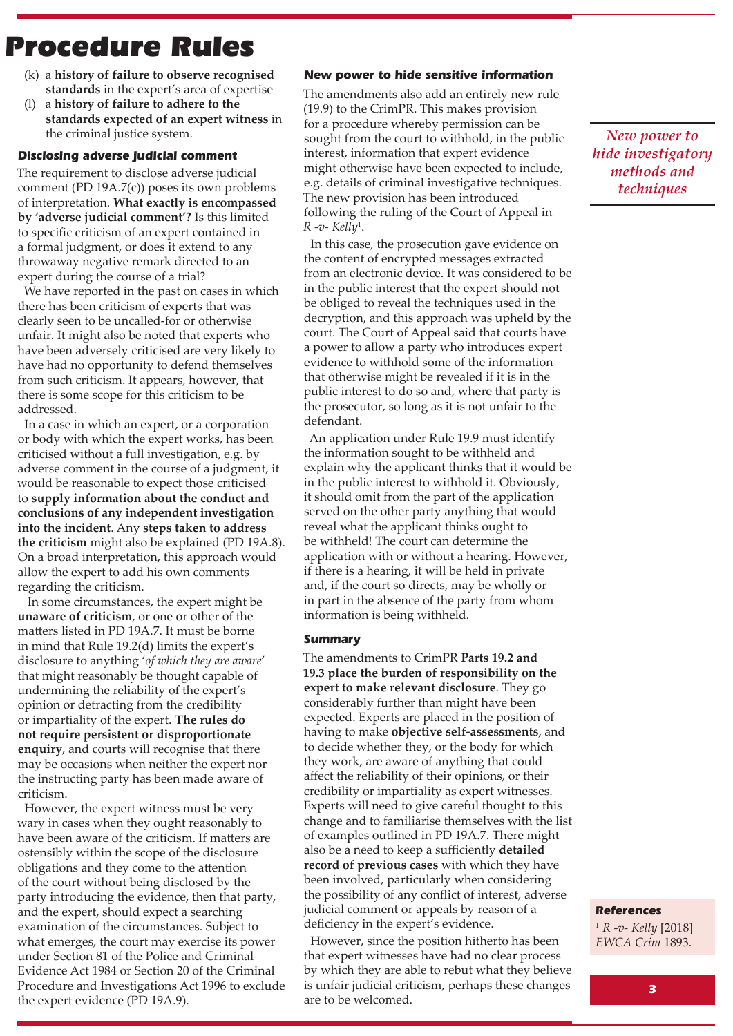# Procedure Rules

(k) a **history of failure to observe recognised standards** in the expert's area of expertise

(l) a **history of failure to adhere to the standards expected of an expert witness** in the criminal justice system.

### Disclosing adverse judicial comment

The requirement to disclose adverse judicial comment (PD 19A.7(c)) poses its own problems of interpretation. **What exactly is encompassed by 'adverse judicial comment'?** Is this limited to specific criticism of an expert contained in a formal judgment, or does it extend to any throwaway negative remark directed to an expert during the course of a trial?

We have reported in the past on cases in which there has been criticism of experts that was clearly seen to be uncalled-for or otherwise unfair. It might also be noted that experts who have been adversely criticised are very likely to have had no opportunity to defend themselves from such criticism. It appears, however, that there is some scope for this criticism to be addressed.

In a case in which an expert, or a corporation or body with which the expert works, has been criticised without a full investigation, e.g. by adverse comment in the course of a judgment, it would be reasonable to expect those criticised to **supply information about the conduct and conclusions of any independent investigation into the incident**. Any **steps taken to address the criticism** might also be explained (PD 19A.8). On a broad interpretation, this approach would allow the expert to add his own comments regarding the criticism.

In some circumstances, the expert might be **unaware of criticism**, or one or other of the matters listed in PD 19A.7. It must be borne in mind that Rule 19.2(d) limits the expert's disclosure to anything '*of which they are aware*' that might reasonably be thought capable of undermining the reliability of the expert's opinion or detracting from the credibility or impartiality of the expert. **The rules do not require persistent or disproportionate enquiry**, and courts will recognise that there may be occasions when neither the expert nor the instructing party has been made aware of criticism.

However, the expert witness must be very wary in cases when they ought reasonably to have been aware of the criticism. If matters are ostensibly within the scope of the disclosure obligations and they come to the attention of the court without being disclosed by the party introducing the evidence, then that party, and the expert, should expect a searching examination of the circumstances. Subject to what emerges, the court may exercise its power under Section 81 of the Police and Criminal Evidence Act 1984 or Section 20 of the Criminal Procedure and Investigations Act 1996 to exclude the expert evidence (PD 19A.9).

### New power to hide sensitive information

The amendments also add an entirely new rule (19.9) to the CrimPR. This makes provision for a procedure whereby permission can be sought from the court to withhold, in the public interest, information that expert evidence might otherwise have been expected to include, e.g. details of criminal investigative techniques. The new provision has been introduced following the ruling of the Court of Appeal in *R -v- Kelly*[1].

In this case, the prosecution gave evidence on the content of encrypted messages extracted from an electronic device. It was considered to be in the public interest that the expert should not be obliged to reveal the techniques used in the decryption, and this approach was upheld by the court. The Court of Appeal said that courts have a power to allow a party who introduces expert evidence to withhold some of the information that otherwise might be revealed if it is in the public interest to do so and, where that party is the prosecutor, so long as it is not unfair to the defendant.

An application under Rule 19.9 must identify the information sought to be withheld and explain why the applicant thinks that it would be in the public interest to withhold it. Obviously, it should omit from the part of the application served on the other party anything that would reveal what the applicant thinks ought to be withheld! The court can determine the application with or without a hearing. However, if there is a hearing, it will be held in private and, if the court so directs, may be wholly or in part in the absence of the party from whom information is being withheld.

*New power to hide investigatory methods and techniques*

### Summary

The amendments to CrimPR **Parts 19.2 and 19.3 place the burden of responsibility on the expert to make relevant disclosure**. They go considerably further than might have been expected. Experts are placed in the position of having to make **objective self-assessments**, and to decide whether they, or the body for which they work, are aware of anything that could affect the reliability of their opinions, or their credibility or impartiality as expert witnesses. Experts will need to give careful thought to this change and to familiarise themselves with the list of examples outlined in PD 19A.7. There might also be a need to keep a sufficiently **detailed record of previous cases** with which they have been involved, particularly when considering the possibility of any conflict of interest, adverse judicial comment or appeals by reason of a deficiency in the expert's evidence.

However, since the position hitherto has been that expert witnesses have had no clear process by which they are able to rebut what they believe is unfair judicial criticism, perhaps these changes are to be welcomed.

### References

[1] *R -v- Kelly* [2018] *EWCA Crim* 1893.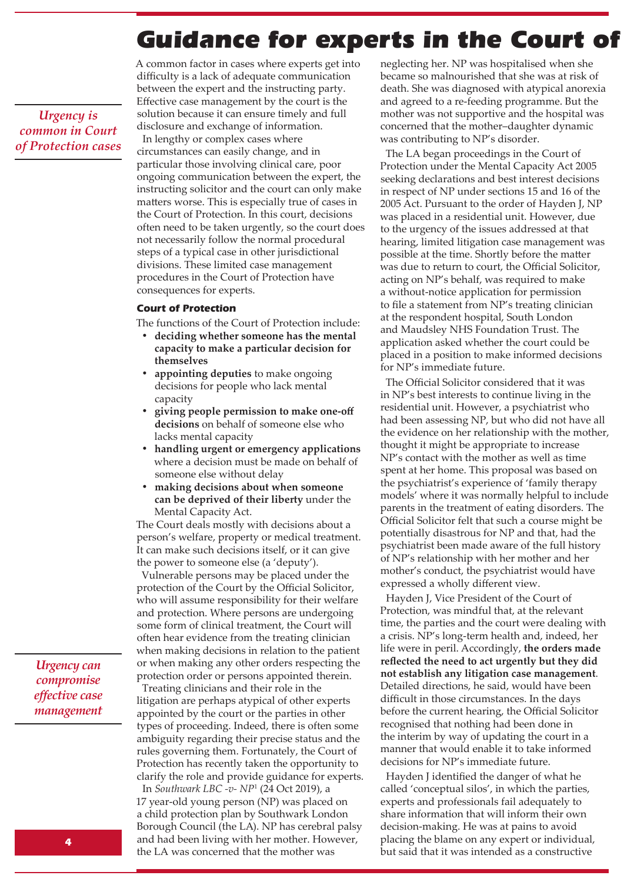# Guidance for experts in the Court of

*Urgency is common in Court of Protection cases*

*Urgency can compromise effective case management*

A common factor in cases where experts get into difficulty is a lack of adequate communication between the expert and the instructing party. Effective case management by the court is the solution because it can ensure timely and full disclosure and exchange of information.

In lengthy or complex cases where circumstances can easily change, and in particular those involving clinical care, poor ongoing communication between the expert, the instructing solicitor and the court can only make matters worse. This is especially true of cases in the Court of Protection. In this court, decisions often need to be taken urgently, so the court does not necessarily follow the normal procedural steps of a typical case in other jurisdictional divisions. These limited case management procedures in the Court of Protection have consequences for experts.

### Court of Protection

The functions of the Court of Protection include:

- **deciding whether someone has the mental capacity to make a particular decision for themselves**
- **appointing deputies** to make ongoing decisions for people who lack mental capacity
- **giving people permission to make one-off decisions** on behalf of someone else who lacks mental capacity
- **handling urgent or emergency applications** where a decision must be made on behalf of someone else without delay
- **making decisions about when someone can be deprived of their liberty** under the Mental Capacity Act.

The Court deals mostly with decisions about a person's welfare, property or medical treatment. It can make such decisions itself, or it can give the power to someone else (a 'deputy').

Vulnerable persons may be placed under the protection of the Court by the Official Solicitor, who will assume responsibility for their welfare and protection. Where persons are undergoing some form of clinical treatment, the Court will often hear evidence from the treating clinician when making decisions in relation to the patient or when making any other orders respecting the protection order or persons appointed therein.

Treating clinicians and their role in the litigation are perhaps atypical of other experts appointed by the court or the parties in other types of proceeding. Indeed, there is often some ambiguity regarding their precise status and the rules governing them. Fortunately, the Court of Protection has recently taken the opportunity to clarify the role and provide guidance for experts.

In *Southwark LBC -v- NP*[1] (24 Oct 2019), a 17 year-old young person (NP) was placed on a child protection plan by Southwark London Borough Council (the LA). NP has cerebral palsy and had been living with her mother. However, the LA was concerned that the mother was neglecting her. NP was hospitalised when she became so malnourished that she was at risk of death. She was diagnosed with atypical anorexia and agreed to a re-feeding programme. But the mother was not supportive and the hospital was concerned that the mother–daughter dynamic was contributing to NP's disorder.

The LA began proceedings in the Court of Protection under the Mental Capacity Act 2005 seeking declarations and best interest decisions in respect of NP under sections 15 and 16 of the 2005 Act. Pursuant to the order of Hayden J, NP was placed in a residential unit. However, due to the urgency of the issues addressed at that hearing, limited litigation case management was possible at the time. Shortly before the matter was due to return to court, the Official Solicitor, acting on NP's behalf, was required to make a without-notice application for permission to file a statement from NP's treating clinician at the respondent hospital, South London and Maudsley NHS Foundation Trust. The application asked whether the court could be placed in a position to make informed decisions for NP's immediate future.

The Official Solicitor considered that it was in NP's best interests to continue living in the residential unit. However, a psychiatrist who had been assessing NP, but who did not have all the evidence on her relationship with the mother, thought it might be appropriate to increase NP's contact with the mother as well as time spent at her home. This proposal was based on the psychiatrist's experience of 'family therapy models' where it was normally helpful to include parents in the treatment of eating disorders. The Official Solicitor felt that such a course might be potentially disastrous for NP and that, had the psychiatrist been made aware of the full history of NP's relationship with her mother and her mother's conduct, the psychiatrist would have expressed a wholly different view.

Hayden J, Vice President of the Court of Protection, was mindful that, at the relevant time, the parties and the court were dealing with a crisis. NP's long-term health and, indeed, her life were in peril. Accordingly, **the orders made reflected the need to act urgently but they did not establish any litigation case management**. Detailed directions, he said, would have been difficult in those circumstances. In the days before the current hearing, the Official Solicitor recognised that nothing had been done in the interim by way of updating the court in a manner that would enable it to take informed decisions for NP's immediate future.

Hayden J identified the danger of what he called 'conceptual silos', in which the parties, experts and professionals fail adequately to share information that will inform their own decision-making. He was at pains to avoid placing the blame on any expert or individual, but said that it was intended as a constructive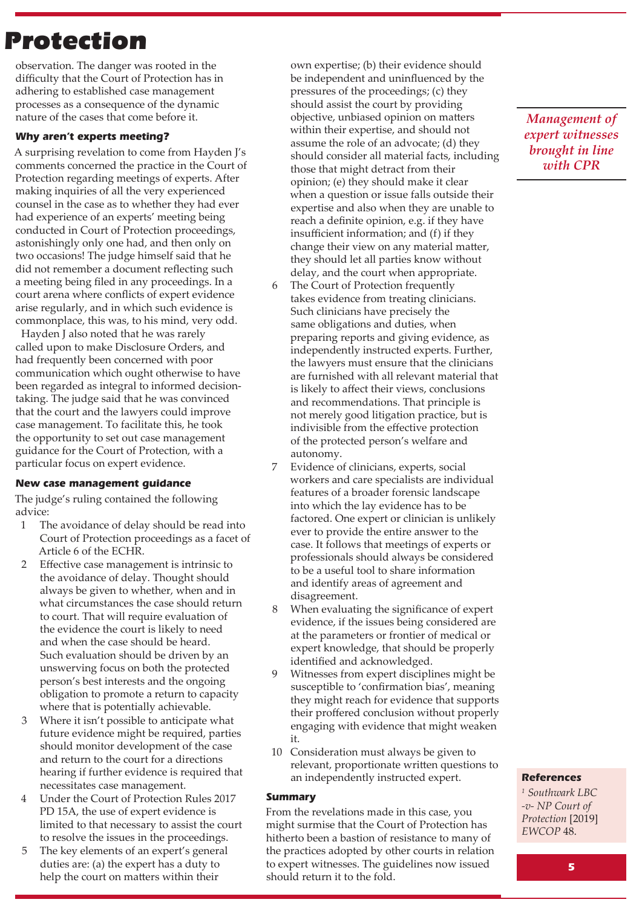observation. The danger was rooted in the difficulty that the Court of Protection has in adhering to established case management processes as a consequence of the dynamic nature of the cases that come before it.

### Why aren't experts meeting?

A surprising revelation to come from Hayden J's comments concerned the practice in the Court of Protection regarding meetings of experts. After making inquiries of all the very experienced counsel in the case as to whether they had ever had experience of an experts' meeting being conducted in Court of Protection proceedings, astonishingly only one had, and then only on two occasions! The judge himself said that he did not remember a document reflecting such a meeting being filed in any proceedings. In a court arena where conflicts of expert evidence arise regularly, and in which such evidence is commonplace, this was, to his mind, very odd.

Hayden J also noted that he was rarely called upon to make Disclosure Orders, and had frequently been concerned with poor communication which ought otherwise to have been regarded as integral to informed decision-taking. The judge said that he was convinced that the court and the lawyers could improve case management. To facilitate this, he took the opportunity to set out case management guidance for the Court of Protection, with a particular focus on expert evidence.

### New case management guidance

The judge's ruling contained the following advice:

1. The avoidance of delay should be read into Court of Protection proceedings as a facet of Article 6 of the ECHR.
2. Effective case management is intrinsic to the avoidance of delay. Thought should always be given to whether, when and in what circumstances the case should return to court. That will require evaluation of the evidence the court is likely to need and when the case should be heard. Such evaluation should be driven by an unswerving focus on both the protected person's best interests and the ongoing obligation to promote a return to capacity where that is potentially achievable.
3. Where it isn't possible to anticipate what future evidence might be required, parties should monitor development of the case and return to the court for a directions hearing if further evidence is required that necessitates case management.
4. Under the Court of Protection Rules 2017 PD 15A, the use of expert evidence is limited to that necessary to assist the court to resolve the issues in the proceedings.
5. The key elements of an expert's general duties are: (a) the expert has a duty to help the court on matters within their own expertise; (b) their evidence should be independent and uninfluenced by the pressures of the proceedings; (c) they should assist the court by providing objective, unbiased opinion on matters within their expertise, and should not assume the role of an advocate; (d) they should consider all material facts, including those that might detract from their opinion; (e) they should make it clear when a question or issue falls outside their expertise and also when they are unable to reach a definite opinion, e.g. if they have insufficient information; and (f) if they change their view on any material matter, they should let all parties know without delay, and the court when appropriate.
6. The Court of Protection frequently takes evidence from treating clinicians. Such clinicians have precisely the same obligations and duties, when preparing reports and giving evidence, as independently instructed experts. Further, the lawyers must ensure that the clinicians are furnished with all relevant material that is likely to affect their views, conclusions and recommendations. That principle is not merely good litigation practice, but is indivisible from the effective protection of the protected person's welfare and autonomy.
7. Evidence of clinicians, experts, social workers and care specialists are individual features of a broader forensic landscape into which the lay evidence has to be factored. One expert or clinician is unlikely ever to provide the entire answer to the case. It follows that meetings of experts or professionals should always be considered to be a useful tool to share information and identify areas of agreement and disagreement.
8. When evaluating the significance of expert evidence, if the issues being considered are at the parameters or frontier of medical or expert knowledge, that should be properly identified and acknowledged.
9. Witnesses from expert disciplines might be susceptible to 'confirmation bias', meaning they might reach for evidence that supports their proffered conclusion without properly engaging with evidence that might weaken it.
10. Consideration must always be given to relevant, proportionate written questions to an independently instructed expert.

*Management of expert witnesses brought in line with CPR*

### Summary

From the revelations made in this case, you might surmise that the Court of Protection has hitherto been a bastion of resistance to many of the practices adopted by other courts in relation to expert witnesses. The guidelines now issued should return it to the fold.

### References

[1] *Southwark LBC -v- NP Court of Protection* [2019] *EWCOP* 48.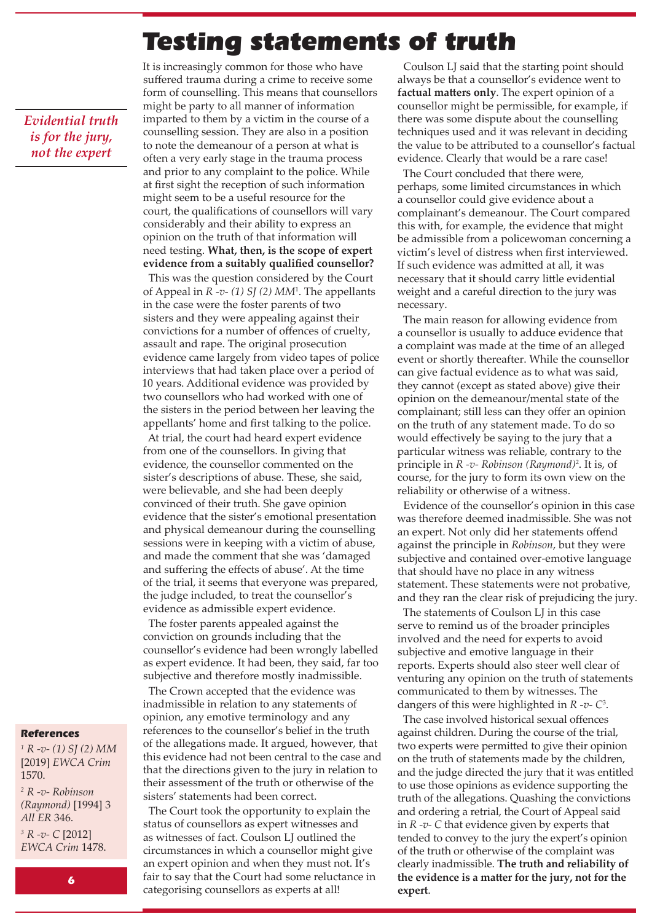# Testing statements of truth

*Evidential truth is for the jury, not the expert*

It is increasingly common for those who have suffered trauma during a crime to receive some form of counselling. This means that counsellors might be party to all manner of information imparted to them by a victim in the course of a counselling session. They are also in a position to note the demeanour of a person at what is often a very early stage in the trauma process and prior to any complaint to the police. While at first sight the reception of such information might seem to be a useful resource for the court, the qualifications of counsellors will vary considerably and their ability to express an opinion on the truth of that information will need testing. **What, then, is the scope of expert evidence from a suitably qualified counsellor?**

This was the question considered by the Court of Appeal in *R -v- (1) SJ (2) MM*[1]. The appellants in the case were the foster parents of two sisters and they were appealing against their convictions for a number of offences of cruelty, assault and rape. The original prosecution evidence came largely from video tapes of police interviews that had taken place over a period of 10 years. Additional evidence was provided by two counsellors who had worked with one of the sisters in the period between her leaving the appellants' home and first talking to the police.

At trial, the court had heard expert evidence from one of the counsellors. In giving that evidence, the counsellor commented on the sister's descriptions of abuse. These, she said, were believable, and she had been deeply convinced of their truth. She gave opinion evidence that the sister's emotional presentation and physical demeanour during the counselling sessions were in keeping with a victim of abuse, and made the comment that she was 'damaged and suffering the effects of abuse'. At the time of the trial, it seems that everyone was prepared, the judge included, to treat the counsellor's evidence as admissible expert evidence.

The foster parents appealed against the conviction on grounds including that the counsellor's evidence had been wrongly labelled as expert evidence. It had been, they said, far too subjective and therefore mostly inadmissible.

The Crown accepted that the evidence was inadmissible in relation to any statements of opinion, any emotive terminology and any references to the counsellor's belief in the truth of the allegations made. It argued, however, that this evidence had not been central to the case and that the directions given to the jury in relation to their assessment of the truth or otherwise of the sisters' statements had been correct.

The Court took the opportunity to explain the status of counsellors as expert witnesses and as witnesses of fact. Coulson LJ outlined the circumstances in which a counsellor might give an expert opinion and when they must not. It's fair to say that the Court had some reluctance in categorising counsellors as experts at all!

Coulson LJ said that the starting point should always be that a counsellor's evidence went to **factual matters only**. The expert opinion of a counsellor might be permissible, for example, if there was some dispute about the counselling techniques used and it was relevant in deciding the value to be attributed to a counsellor's factual evidence. Clearly that would be a rare case!

The Court concluded that there were, perhaps, some limited circumstances in which a counsellor could give evidence about a complainant's demeanour. The Court compared this with, for example, the evidence that might be admissible from a policewoman concerning a victim's level of distress when first interviewed. If such evidence was admitted at all, it was necessary that it should carry little evidential weight and a careful direction to the jury was necessary.

The main reason for allowing evidence from a counsellor is usually to adduce evidence that a complaint was made at the time of an alleged event or shortly thereafter. While the counsellor can give factual evidence as to what was said, they cannot (except as stated above) give their opinion on the demeanour/mental state of the complainant; still less can they offer an opinion on the truth of any statement made. To do so would effectively be saying to the jury that a particular witness was reliable, contrary to the principle in *R -v- Robinson (Raymond)*[2]. It is, of course, for the jury to form its own view on the reliability or otherwise of a witness.

Evidence of the counsellor's opinion in this case was therefore deemed inadmissible. She was not an expert. Not only did her statements offend against the principle in *Robinson*, but they were subjective and contained over-emotive language that should have no place in any witness statement. These statements were not probative, and they ran the clear risk of prejudicing the jury.

The statements of Coulson LJ in this case serve to remind us of the broader principles involved and the need for experts to avoid subjective and emotive language in their reports. Experts should also steer well clear of venturing any opinion on the truth of statements communicated to them by witnesses. The dangers of this were highlighted in *R -v- C*[3].

The case involved historical sexual offences against children. During the course of the trial, two experts were permitted to give their opinion on the truth of statements made by the children, and the judge directed the jury that it was entitled to use those opinions as evidence supporting the truth of the allegations. Quashing the convictions and ordering a retrial, the Court of Appeal said in *R -v- C* that evidence given by experts that tended to convey to the jury the expert's opinion of the truth or otherwise of the complaint was clearly inadmissible. **The truth and reliability of the evidence is a matter for the jury, not for the expert**.

### References

[1] *R -v- (1) SJ (2) MM* [2019] *EWCA Crim* 1570.

[2] *R -v- Robinson (Raymond)* [1994] 3 *All ER* 346.

[3] *R -v- C* [2012] *EWCA Crim* 1478.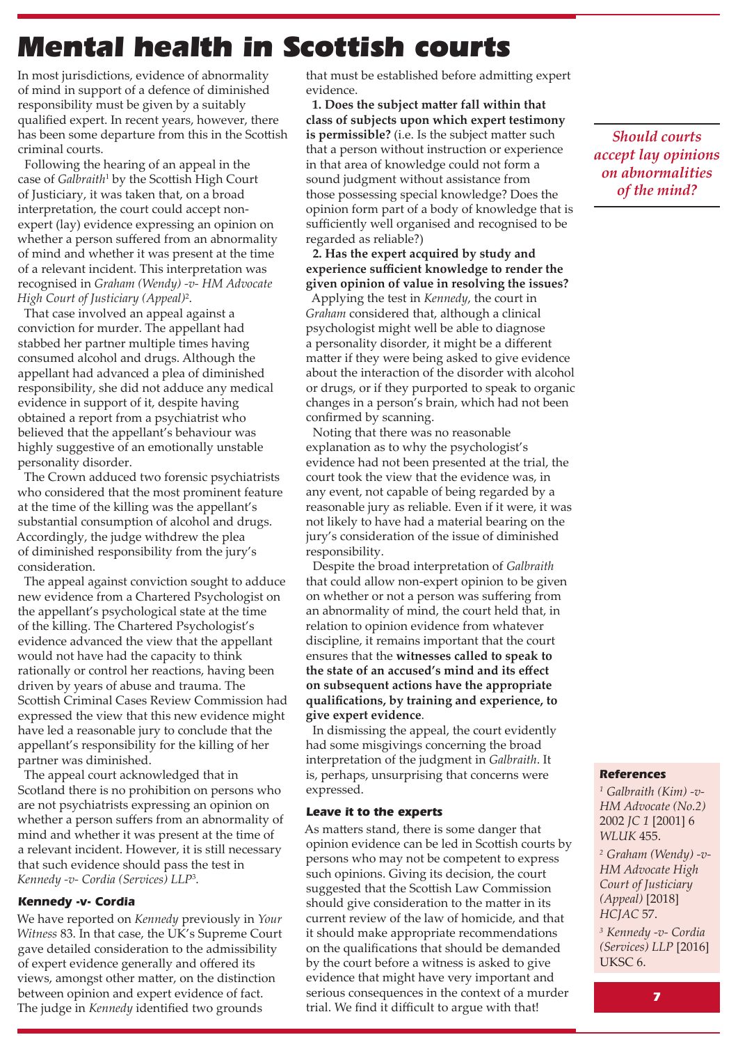# Mental health in Scottish courts

In most jurisdictions, evidence of abnormality of mind in support of a defence of diminished responsibility must be given by a suitably qualified expert. In recent years, however, there has been some departure from this in the Scottish criminal courts.

Following the hearing of an appeal in the case of *Galbraith*[1] by the Scottish High Court of Justiciary, it was taken that, on a broad interpretation, the court could accept non-expert (lay) evidence expressing an opinion on whether a person suffered from an abnormality of mind and whether it was present at the time of a relevant incident. This interpretation was recognised in *Graham (Wendy) -v- HM Advocate High Court of Justiciary (Appeal)*[2].

That case involved an appeal against a conviction for murder. The appellant had stabbed her partner multiple times having consumed alcohol and drugs. Although the appellant had advanced a plea of diminished responsibility, she did not adduce any medical evidence in support of it, despite having obtained a report from a psychiatrist who believed that the appellant's behaviour was highly suggestive of an emotionally unstable personality disorder.

The Crown adduced two forensic psychiatrists who considered that the most prominent feature at the time of the killing was the appellant's substantial consumption of alcohol and drugs. Accordingly, the judge withdrew the plea of diminished responsibility from the jury's consideration.

The appeal against conviction sought to adduce new evidence from a Chartered Psychologist on the appellant's psychological state at the time of the killing. The Chartered Psychologist's evidence advanced the view that the appellant would not have had the capacity to think rationally or control her reactions, having been driven by years of abuse and trauma. The Scottish Criminal Cases Review Commission had expressed the view that this new evidence might have led a reasonable jury to conclude that the appellant's responsibility for the killing of her partner was diminished.

The appeal court acknowledged that in Scotland there is no prohibition on persons who are not psychiatrists expressing an opinion on whether a person suffers from an abnormality of mind and whether it was present at the time of a relevant incident. However, it is still necessary that such evidence should pass the test in *Kennedy -v- Cordia (Services) LLP*[3].

### Kennedy -v- Cordia

We have reported on *Kennedy* previously in *Your Witness* 83. In that case, the UK's Supreme Court gave detailed consideration to the admissibility of expert evidence generally and offered its views, amongst other matter, on the distinction between opinion and expert evidence of fact. The judge in *Kennedy* identified two grounds that must be established before admitting expert evidence.

**1. Does the subject matter fall within that class of subjects upon which expert testimony is permissible?** (i.e. Is the subject matter such that a person without instruction or experience in that area of knowledge could not form a sound judgment without assistance from those possessing special knowledge? Does the opinion form part of a body of knowledge that is sufficiently well organised and recognised to be regarded as reliable?)

**2. Has the expert acquired by study and experience sufficient knowledge to render the given opinion of value in resolving the issues?**

Applying the test in *Kennedy*, the court in *Graham* considered that, although a clinical psychologist might well be able to diagnose a personality disorder, it might be a different matter if they were being asked to give evidence about the interaction of the disorder with alcohol or drugs, or if they purported to speak to organic changes in a person's brain, which had not been confirmed by scanning.

Noting that there was no reasonable explanation as to why the psychologist's evidence had not been presented at the trial, the court took the view that the evidence was, in any event, not capable of being regarded by a reasonable jury as reliable. Even if it were, it was not likely to have had a material bearing on the jury's consideration of the issue of diminished responsibility.

Despite the broad interpretation of *Galbraith* that could allow non-expert opinion to be given on whether or not a person was suffering from an abnormality of mind, the court held that, in relation to opinion evidence from whatever discipline, it remains important that the court ensures that the **witnesses called to speak to the state of an accused's mind and its effect on subsequent actions have the appropriate qualifications, by training and experience, to give expert evidence**.

In dismissing the appeal, the court evidently had some misgivings concerning the broad interpretation of the judgment in *Galbraith*. It is, perhaps, unsurprising that concerns were expressed.

### Leave it to the experts

As matters stand, there is some danger that opinion evidence can be led in Scottish courts by persons who may not be competent to express such opinions. Giving its decision, the court suggested that the Scottish Law Commission should give consideration to the matter in its current review of the law of homicide, and that it should make appropriate recommendations on the qualifications that should be demanded by the court before a witness is asked to give evidence that might have very important and serious consequences in the context of a murder trial. We find it difficult to argue with that!

*Should courts accept lay opinions on abnormalities of the mind?*

### References

[1] *Galbraith (Kim) -v- HM Advocate (No.2)* 2002 *JC 1* [2001] 6 *WLUK* 455.

[2] *Graham (Wendy) -v- HM Advocate High Court of Justiciary (Appeal)* [2018] *HCJAC* 57.

[3] *Kennedy -v- Cordia (Services) LLP* [2016] UKSC 6.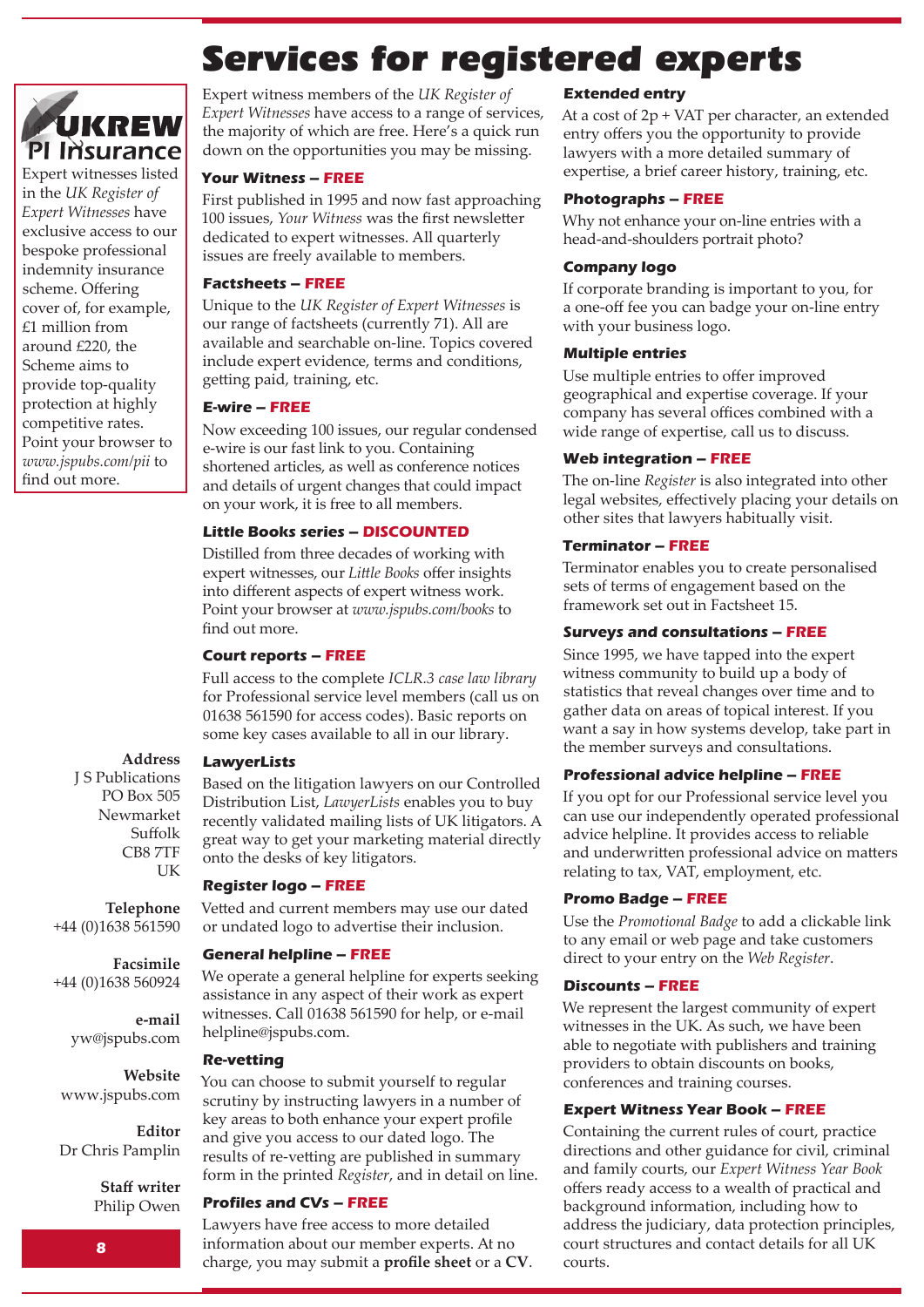# Services for registered experts

Expert witness members of the *UK Register of Expert Witnesses* have access to a range of services, the majority of which are free. Here's a quick run down on the opportunities you may be missing.

### Your Witness – FREE

First published in 1995 and now fast approaching 100 issues, *Your Witness* was the first newsletter dedicated to expert witnesses. All quarterly issues are freely available to members.

### Factsheets – FREE

Unique to the *UK Register of Expert Witnesses* is our range of factsheets (currently 71). All are available and searchable on-line. Topics covered include expert evidence, terms and conditions, getting paid, training, etc.

### E-wire – FREE

Now exceeding 100 issues, our regular condensed e-wire is our fast link to you. Containing shortened articles, as well as conference notices and details of urgent changes that could impact on your work, it is free to all members.

### Little Books series – DISCOUNTED

Distilled from three decades of working with expert witnesses, our *Little Books* offer insights into different aspects of expert witness work. Point your browser at *www.jspubs.com/books* to find out more.

### Court reports – FREE

Full access to the complete *ICLR.3 case law library* for Professional service level members (call us on 01638 561590 for access codes). Basic reports on some key cases available to all in our library.

### LawyerLists

Based on the litigation lawyers on our Controlled Distribution List, *LawyerLists* enables you to buy recently validated mailing lists of UK litigators. A great way to get your marketing material directly onto the desks of key litigators.

### Register logo – FREE

Vetted and current members may use our dated or undated logo to advertise their inclusion.

### General helpline – FREE

We operate a general helpline for experts seeking assistance in any aspect of their work as expert witnesses. Call 01638 561590 for help, or e-mail helpline@jspubs.com.

### Re-vetting

You can choose to submit yourself to regular scrutiny by instructing lawyers in a number of key areas to both enhance your expert profile and give you access to our dated logo. The results of re-vetting are published in summary form in the printed *Register*, and in detail on line.

### Profiles and CVs – FREE

Lawyers have free access to more detailed information about our member experts. At no charge, you may submit a **profile sheet** or a **CV**.

### Extended entry

At a cost of 2p + VAT per character, an extended entry offers you the opportunity to provide lawyers with a more detailed summary of expertise, a brief career history, training, etc.

### Photographs – FREE

Why not enhance your on-line entries with a head-and-shoulders portrait photo?

### Company logo

If corporate branding is important to you, for a one-off fee you can badge your on-line entry with your business logo.

### Multiple entries

Use multiple entries to offer improved geographical and expertise coverage. If your company has several offices combined with a wide range of expertise, call us to discuss.

### Web integration – FREE

The on-line *Register* is also integrated into other legal websites, effectively placing your details on other sites that lawyers habitually visit.

### Terminator – FREE

Terminator enables you to create personalised sets of terms of engagement based on the framework set out in Factsheet 15.

### Surveys and consultations – FREE

Since 1995, we have tapped into the expert witness community to build up a body of statistics that reveal changes over time and to gather data on areas of topical interest. If you want a say in how systems develop, take part in the member surveys and consultations.

### Professional advice helpline – FREE

If you opt for our Professional service level you can use our independently operated professional advice helpline. It provides access to reliable and underwritten professional advice on matters relating to tax, VAT, employment, etc.

### Promo Badge – FREE

Use the *Promotional Badge* to add a clickable link to any email or web page and take customers direct to your entry on the *Web Register*.

### Discounts – FREE

We represent the largest community of expert witnesses in the UK. As such, we have been able to negotiate with publishers and training providers to obtain discounts on books, conferences and training courses.

### Expert Witness Year Book – FREE

Containing the current rules of court, practice directions and other guidance for civil, criminal and family courts, our *Expert Witness Year Book* offers ready access to a wealth of practical and background information, including how to address the judiciary, data protection principles, court structures and contact details for all UK courts.

---

**UKREW PI Insurance**

Expert witnesses listed in the *UK Register of Expert Witnesses* have exclusive access to our bespoke professional indemnity insurance scheme. Offering cover of, for example, £1 million from around £220, the Scheme aims to provide top-quality protection at highly competitive rates. Point your browser to *www.jspubs.com/pii* to find out more.

---

**Address**
J S Publications
PO Box 505
Newmarket
Suffolk
CB8 7TF
UK

**Telephone**
+44 (0)1638 561590

**Facsimile**
+44 (0)1638 560924

**e-mail**
yw@jspubs.com

**Website**
www.jspubs.com

**Editor**
Dr Chris Pamplin

**Staff writer**
Philip Owen